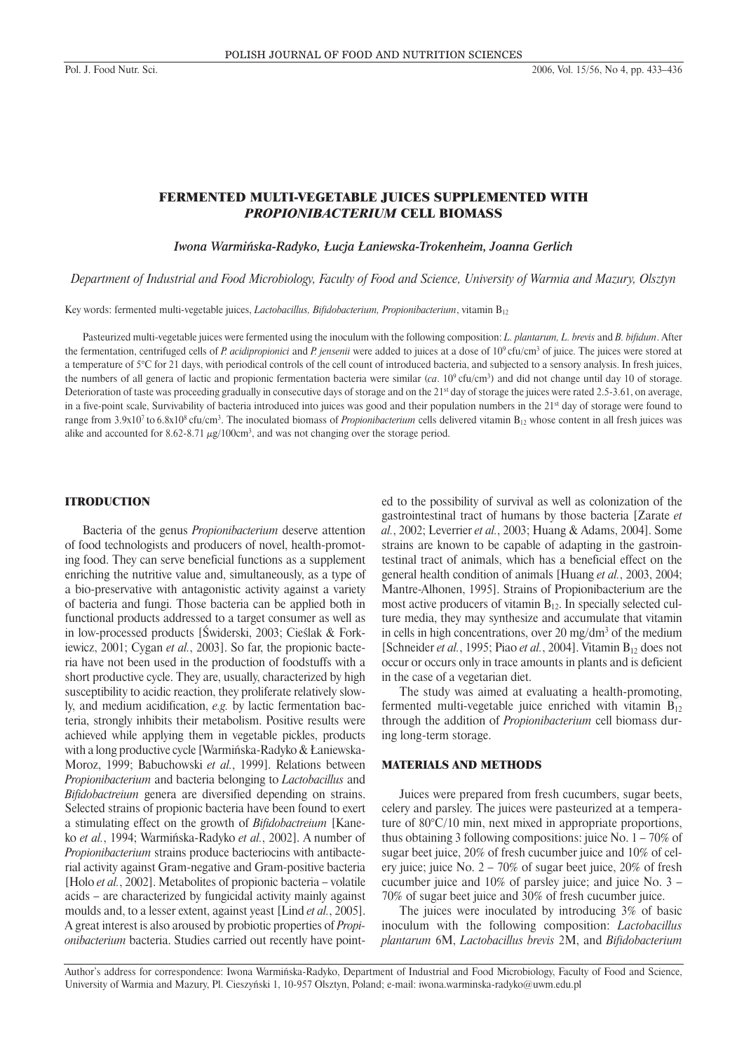# FERMENTED MULTI-VEGETABLE JUICES SUPPLEMENTED WITH *PROPIONIBACTERIUM* CELL BIOMASS

*Iwona Warmińska-Radyko, Łucja Łaniewska-Trokenheim, Joanna Gerlich*

*Department of Industrial and Food Microbiology, Faculty of Food and Science, University of Warmia and Mazury, Olsztyn*

Key words: fermented multi-vegetable juices, *Lactobacillus, Bifidobacterium, Propionibacterium*, vitamin $B_{12}$

Pasteurized multi-vegetable juices were fermented using the inoculum with the following composition: *L. plantarum, L. brevis* and *B. bifidum*. After the fermentation, centrifuged cells of *P. acidipropionici* and *P. jensenii* were added to juices at a dose of $10^9$ cfu/cm$^3$ of juice. The juices were stored at a temperature of 5°C for 21 days, with periodical controls of the cell count of introduced bacteria, and subjected to a sensory analysis. In fresh juices, the numbers of all genera of lactic and propionic fermentation bacteria were similar (*ca*. $10^9$ cfu/cm$^3$) and did not change until day 10 of storage. Deterioration of taste was proceeding gradually in consecutive days of storage and on the 21st day of storage the juices were rated 2.5-3.61, on average, in a five-point scale, Survivability of bacteria introduced into juices was good and their population numbers in the 21st day of storage were found to range from $3.9\times10^7$ to $6.8\times10^8$ cfu/cm$^3$. The inoculated biomass of *Propionibacterium* cells delivered vitamin $B_{12}$ whose content in all fresh juices was alike and accounted for 8.62-8.71 $\mu$g/100cm$^3$, and was not changing over the storage period.

## ITRODUCTION

Bacteria of the genus *Propionibacterium* deserve attention of food technologists and producers of novel, health-promoting food. They can serve beneficial functions as a supplement enriching the nutritive value and, simultaneously, as a type of a bio-preservative with antagonistic activity against a variety of bacteria and fungi. Those bacteria can be applied both in functional products addressed to a target consumer as well as in low-processed products [Świderski, 2003; Cieślak & Forkiewicz, 2001; Cygan *et al.*, 2003]. So far, the propionic bacteria have not been used in the production of foodstuffs with a short productive cycle. They are, usually, characterized by high susceptibility to acidic reaction, they proliferate relatively slowly, and medium acidification, *e.g.* by lactic fermentation bacteria, strongly inhibits their metabolism. Positive results were achieved while applying them in vegetable pickles, products with a long productive cycle [Warmińska-Radyko & Łaniewska-Moroz, 1999; Babuchowski *et al.*, 1999]. Relations between *Propionibacterium* and bacteria belonging to *Lactobacillus* and *Bifidobactreium* genera are diversified depending on strains. Selected strains of propionic bacteria have been found to exert a stimulating effect on the growth of *Bifidobactreium* [Kaneko *et al.*, 1994; Warmińska-Radyko *et al.*, 2002]. A number of *Propionibacterium* strains produce bacteriocins with antibacterial activity against Gram-negative and Gram-positive bacteria [Holo *et al.*, 2002]. Metabolites of propionic bacteria – volatile acids – are characterized by fungicidal activity mainly against moulds and, to a lesser extent, against yeast [Lind *et al.*, 2005]. A great interest is also aroused by probiotic properties of *Propionibacterium* bacteria. Studies carried out recently have pointed to the possibility of survival as well as colonization of the gastrointestinal tract of humans by those bacteria [Zarate *et al.*, 2002; Leverrier *et al.*, 2003; Huang & Adams, 2004]. Some strains are known to be capable of adapting in the gastrointestinal tract of animals, which has a beneficial effect on the general health condition of animals [Huang *et al.*, 2003, 2004; Mantre-Alhonen, 1995]. Strains of Propionibacterium are the most active producers of vitamin $B_{12}$. In specially selected culture media, they may synthesize and accumulate that vitamin in cells in high concentrations, over 20 mg/dm$^3$ of the medium [Schneider *et al.*, 1995; Piao *et al.*, 2004]. Vitamin $B_{12}$ does not occur or occurs only in trace amounts in plants and is deficient in the case of a vegetarian diet.

The study was aimed at evaluating a health-promoting, fermented multi-vegetable juice enriched with vitamin $B_{12}$ through the addition of *Propionibacterium* cell biomass during long-term storage.

## MATERIALS AND METHODS

Juices were prepared from fresh cucumbers, sugar beets, celery and parsley. The juices were pasteurized at a temperature of 80°C/10 min, next mixed in appropriate proportions, thus obtaining 3 following compositions: juice No. 1 – 70% of sugar beet juice, 20% of fresh cucumber juice and 10% of celery juice; juice No. 2 – 70% of sugar beet juice, 20% of fresh cucumber juice and 10% of parsley juice; and juice No. 3 – 70% of sugar beet juice and 30% of fresh cucumber juice.

The juices were inoculated by introducing 3% of basic inoculum with the following composition: *Lactobacillus plantarum* 6M, *Lactobacillus brevis* 2M, and *Bifidobacterium*

Author's address for correspondence: Iwona Warmińska-Radyko, Department of Industrial and Food Microbiology, Faculty of Food and Science, University of Warmia and Mazury, Pl. Cieszyński 1, 10-957 Olsztyn, Poland; e-mail: iwona.warminska-radyko@uwm.edu.pl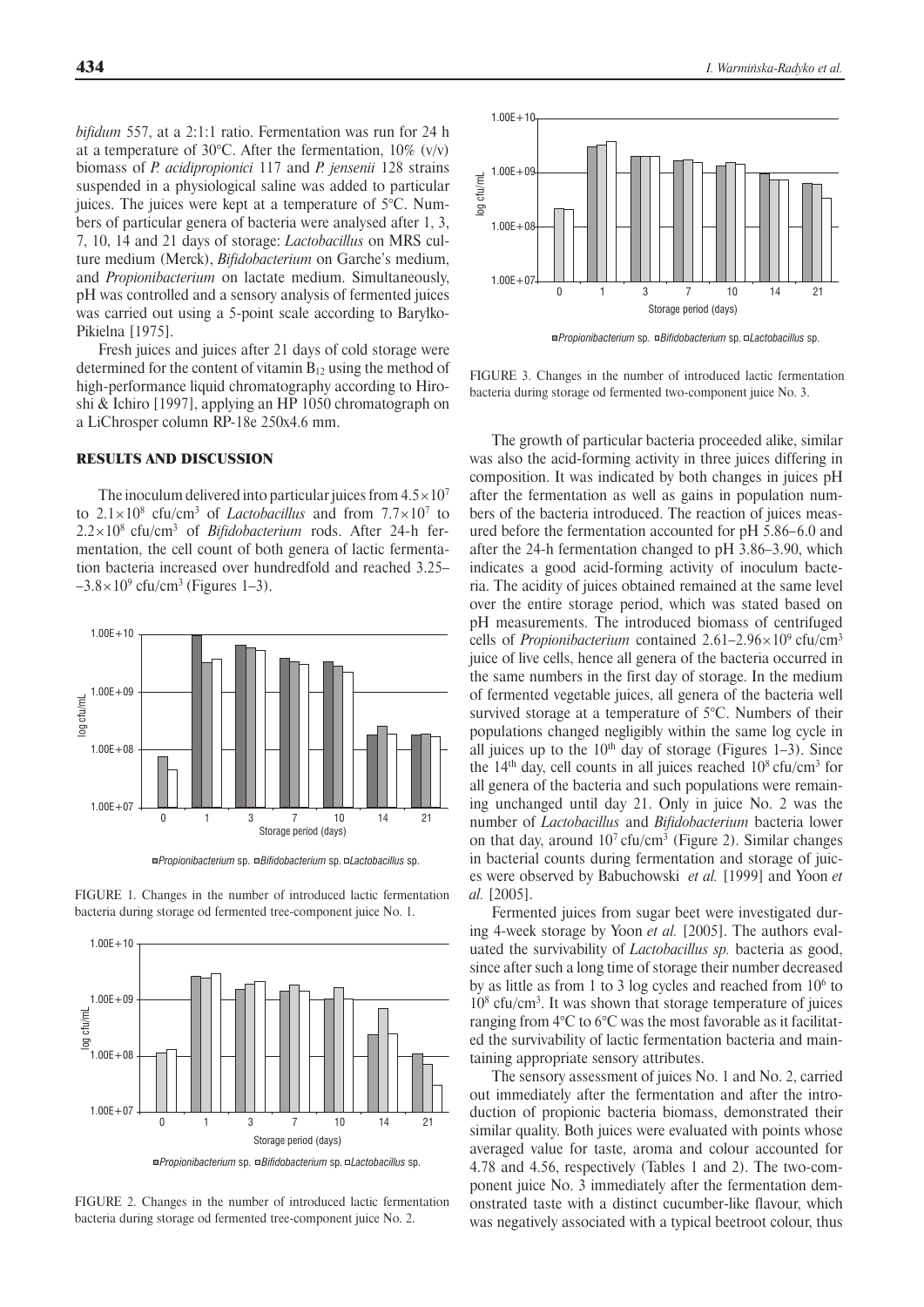*bifidum* 557, at a 2:1:1 ratio. Fermentation was run for 24 h at a temperature of 30°C. After the fermentation, 10% (v/v) biomass of *P. acidipropionici* 117 and *P. jensenii* 128 strains suspended in a physiological saline was added to particular juices. The juices were kept at a temperature of 5°C. Numbers of particular genera of bacteria were analysed after 1, 3, 7, 10, 14 and 21 days of storage: *Lactobacillus* on MRS culture medium (Merck), *Bifidobacterium* on Garche's medium, and *Propionibacterium* on lactate medium. Simultaneously, pH was controlled and a sensory analysis of fermented juices was carried out using a 5-point scale according to Baryłko-Pikielna [1975].

Fresh juices and juices after 21 days of cold storage were determined for the content of vitamin $B_{12}$ using the method of high-performance liquid chromatography according to Hiroshi & Ichiro [1997], applying an HP 1050 chromatograph on a LiChrosper column RP-18e 250x4.6 mm.

## RESULTS AND DISCUSSION

The inoculum delivered into particular juices from $4.5\times10^7$ to $2.1\times10^8$ cfu/cm$^3$ of *Lactobacillus* and from $7.7\times10^7$ to $2.2\times10^8$ cfu/cm$^3$ of *Bifidobacterium* rods. After 24-h fermentation, the cell count of both genera of lactic fermentation bacteria increased over hundredfold and reached 3.25–$-3.8\times10^9$ cfu/cm$^3$ (Figures 1–3).

FIGURE 1. Changes in the number of introduced lactic fermentation bacteria during storage od fermented tree-component juice No. 1.

FIGURE 2. Changes in the number of introduced lactic fermentation bacteria during storage od fermented tree-component juice No. 2.

FIGURE 3. Changes in the number of introduced lactic fermentation bacteria during storage od fermented two-component juice No. 3.

The growth of particular bacteria proceeded alike, similar was also the acid-forming activity in three juices differing in composition. It was indicated by both changes in juices pH after the fermentation as well as gains in population numbers of the bacteria introduced. The reaction of juices measured before the fermentation accounted for pH 5.86–6.0 and after the 24-h fermentation changed to pH 3.86–3.90, which indicates a good acid-forming activity of inoculum bacteria. The acidity of juices obtained remained at the same level over the entire storage period, which was stated based on pH measurements. The introduced biomass of centrifuged cells of *Propionibacterium* contained $2.61–2.96\times10^9$ cfu/cm$^3$ juice of live cells, hence all genera of the bacteria occurred in the same numbers in the first day of storage. In the medium of fermented vegetable juices, all genera of the bacteria well survived storage at a temperature of 5°C. Numbers of their populations changed negligibly within the same log cycle in all juices up to the 10$^{th}$ day of storage (Figures 1–3). Since the 14$^{th}$ day, cell counts in all juices reached $10^8$ cfu/cm$^3$ for all genera of the bacteria and such populations were remaining unchanged until day 21. Only in juice No. 2 was the number of *Lactobacillus* and *Bifidobacterium* bacteria lower on that day, around $10^7$ cfu/cm$^3$ (Figure 2). Similar changes in bacterial counts during fermentation and storage of juices were observed by Babuchowski *et al.* [1999] and Yoon *et al.* [2005].

Fermented juices from sugar beet were investigated during 4-week storage by Yoon *et al.* [2005]. The authors evaluated the survivability of *Lactobacillus sp.* bacteria as good, since after such a long time of storage their number decreased by as little as from 1 to 3 log cycles and reached from $10^6$ to $10^8$ cfu/cm$^3$. It was shown that storage temperature of juices ranging from 4°C to 6°C was the most favorable as it facilitated the survivability of lactic fermentation bacteria and maintaining appropriate sensory attributes.

The sensory assessment of juices No. 1 and No. 2, carried out immediately after the fermentation and after the introduction of propionic bacteria biomass, demonstrated their similar quality. Both juices were evaluated with points whose averaged value for taste, aroma and colour accounted for 4.78 and 4.56, respectively (Tables 1 and 2). The two-component juice No. 3 immediately after the fermentation demonstrated taste with a distinct cucumber-like flavour, which was negatively associated with a typical beetroot colour, thus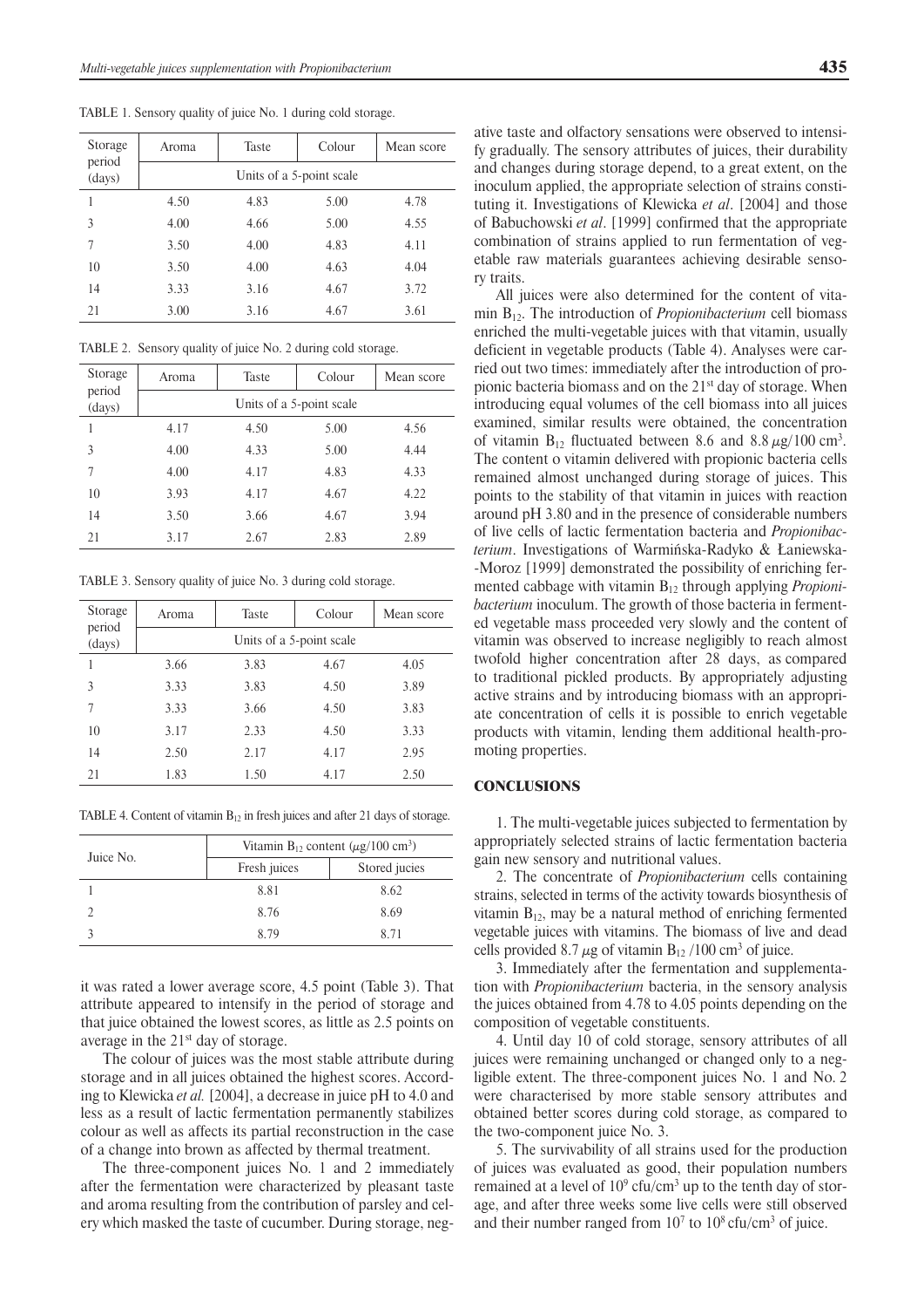TABLE 1. Sensory quality of juice No. 1 during cold storage.

| Storage period (days) | Aroma | Taste | Colour | Mean score |
|---|---|---|---|---|
| | Units of a 5-point scale | | | |
| 1 | 4.50 | 4.83 | 5.00 | 4.78 |
| 3 | 4.00 | 4.66 | 5.00 | 4.55 |
| 7 | 3.50 | 4.00 | 4.83 | 4.11 |
| 10 | 3.50 | 4.00 | 4.63 | 4.04 |
| 14 | 3.33 | 3.16 | 4.67 | 3.72 |
| 21 | 3.00 | 3.16 | 4.67 | 3.61 |

TABLE 2. Sensory quality of juice No. 2 during cold storage.

| Storage period (days) | Aroma | Taste | Colour | Mean score |
|---|---|---|---|---|
| | Units of a 5-point scale | | | |
| 1 | 4.17 | 4.50 | 5.00 | 4.56 |
| 3 | 4.00 | 4.33 | 5.00 | 4.44 |
| 7 | 4.00 | 4.17 | 4.83 | 4.33 |
| 10 | 3.93 | 4.17 | 4.67 | 4.22 |
| 14 | 3.50 | 3.66 | 4.67 | 3.94 |
| 21 | 3.17 | 2.67 | 2.83 | 2.89 |

TABLE 3. Sensory quality of juice No. 3 during cold storage.

| Storage period (days) | Aroma | Taste | Colour | Mean score |
|---|---|---|---|---|
| | Units of a 5-point scale | | | |
| 1 | 3.66 | 3.83 | 4.67 | 4.05 |
| 3 | 3.33 | 3.83 | 4.50 | 3.89 |
| 7 | 3.33 | 3.66 | 4.50 | 3.83 |
| 10 | 3.17 | 2.33 | 4.50 | 3.33 |
| 14 | 2.50 | 2.17 | 4.17 | 2.95 |
| 21 | 1.83 | 1.50 | 4.17 | 2.50 |

TABLE 4. Content of vitamin $B_{12}$ in fresh juices and after 21 days of storage.

| Juice No. | Vitamin $B_{12}$ content ($\mu$g/100 cm$^3$) | |
|---|---|---|
| | Fresh juices | Stored jucies |
| 1 | 8.81 | 8.62 |
| 2 | 8.76 | 8.69 |
| 3 | 8.79 | 8.71 |

it was rated a lower average score, 4.5 point (Table 3). That attribute appeared to intensify in the period of storage and that juice obtained the lowest scores, as little as 2.5 points on average in the 21st day of storage.

The colour of juices was the most stable attribute during storage and in all juices obtained the highest scores. According to Klewicka *et al.* [2004], a decrease in juice pH to 4.0 and less as a result of lactic fermentation permanently stabilizes colour as well as affects its partial reconstruction in the case of a change into brown as affected by thermal treatment.

The three-component juices No. 1 and 2 immediately after the fermentation were characterized by pleasant taste and aroma resulting from the contribution of parsley and celery which masked the taste of cucumber. During storage, negative taste and olfactory sensations were observed to intensify gradually. The sensory attributes of juices, their durability and changes during storage depend, to a great extent, on the inoculum applied, the appropriate selection of strains constituting it. Investigations of Klewicka *et al*. [2004] and those of Babuchowski *et al*. [1999] confirmed that the appropriate combination of strains applied to run fermentation of vegetable raw materials guarantees achieving desirable sensory traits.

All juices were also determined for the content of vitamin $B_{12}$. The introduction of *Propionibacterium* cell biomass enriched the multi-vegetable juices with that vitamin, usually deficient in vegetable products (Table 4). Analyses were carried out two times: immediately after the introduction of propionic bacteria biomass and on the 21st day of storage. When introducing equal volumes of the cell biomass into all juices examined, similar results were obtained, the concentration of vitamin $B_{12}$ fluctuated between 8.6 and 8.8 $\mu$g/100 cm$^3$. The content o vitamin delivered with propionic bacteria cells remained almost unchanged during storage of juices. This points to the stability of that vitamin in juices with reaction around pH 3.80 and in the presence of considerable numbers of live cells of lactic fermentation bacteria and *Propionibacterium*. Investigations of Warmińska-Radyko & Łaniewska-Moroz [1999] demonstrated the possibility of enriching fermented cabbage with vitamin $B_{12}$ through applying *Propionibacterium* inoculum. The growth of those bacteria in fermented vegetable mass proceeded very slowly and the content of vitamin was observed to increase negligibly to reach almost twofold higher concentration after 28 days, as compared to traditional pickled products. By appropriately adjusting active strains and by introducing biomass with an appropriate concentration of cells it is possible to enrich vegetable products with vitamin, lending them additional health-promoting properties.

## CONCLUSIONS

1. The multi-vegetable juices subjected to fermentation by appropriately selected strains of lactic fermentation bacteria gain new sensory and nutritional values.

2. The concentrate of *Propionibacterium* cells containing strains, selected in terms of the activity towards biosynthesis of vitamin $B_{12}$, may be a natural method of enriching fermented vegetable juices with vitamins. The biomass of live and dead cells provided 8.7 $\mu$g of vitamin $B_{12}$ /100 cm$^3$ of juice.

3. Immediately after the fermentation and supplementation with *Propionibacterium* bacteria, in the sensory analysis the juices obtained from 4.78 to 4.05 points depending on the composition of vegetable constituents.

4. Until day 10 of cold storage, sensory attributes of all juices were remaining unchanged or changed only to a negligible extent. The three-component juices No. 1 and No. 2 were characterised by more stable sensory attributes and obtained better scores during cold storage, as compared to the two-component juice No. 3.

5. The survivability of all strains used for the production of juices was evaluated as good, their population numbers remained at a level of $10^9$ cfu/cm$^3$ up to the tenth day of storage, and after three weeks some live cells were still observed and their number ranged from $10^7$ to $10^8$ cfu/cm$^3$ of juice.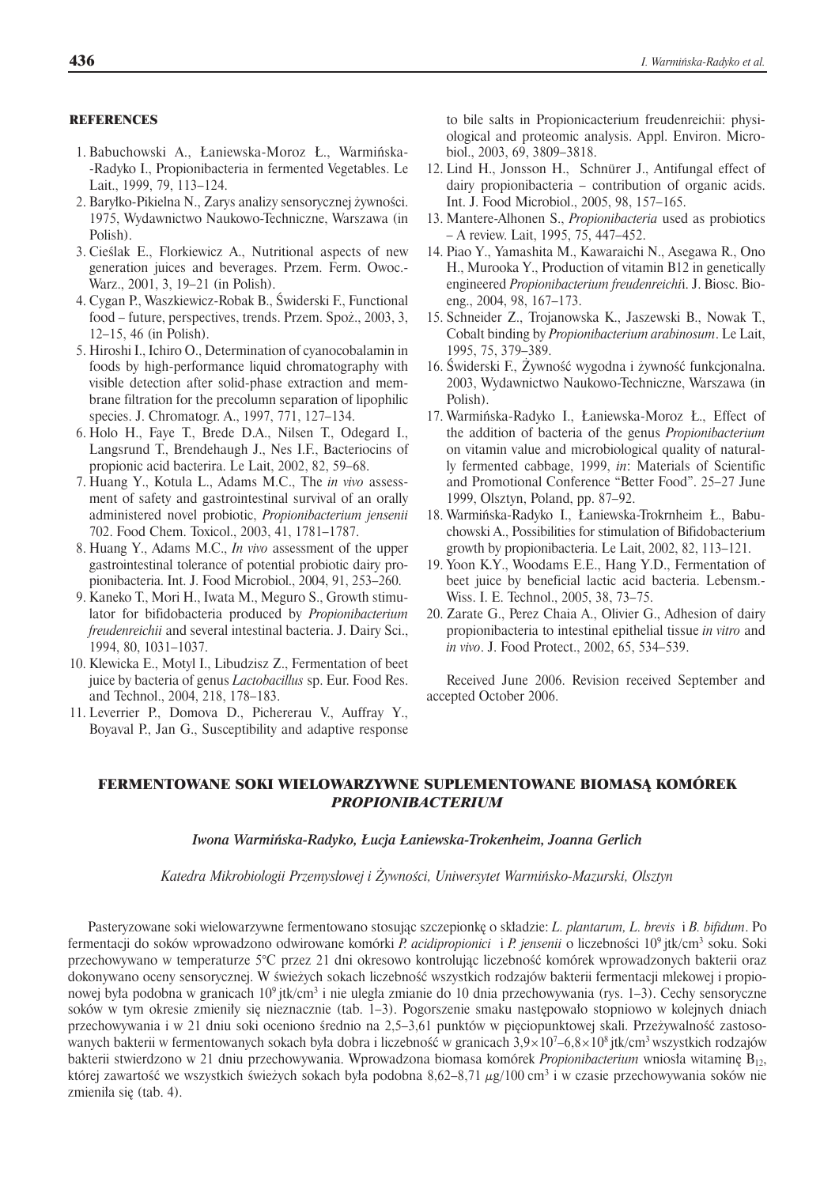## REFERENCES

1. Babuchowski A., Łaniewska-Moroz Ł., Warmińska--Radyko I., Propionibacteria in fermented Vegetables. Le Lait., 1999, 79, 113–124.
2. Baryłko-Pikielna N., Zarys analizy sensorycznej żywności. 1975, Wydawnictwo Naukowo-Techniczne, Warszawa (in Polish).
3. Cieślak E., Florkiewicz A., Nutritional aspects of new generation juices and beverages. Przem. Ferm. Owoc.-Warz., 2001, 3, 19–21 (in Polish).
4. Cygan P., Waszkiewicz-Robak B., Świderski F., Functional food – future, perspectives, trends. Przem. Spoż., 2003, 3, 12–15, 46 (in Polish).
5. Hiroshi I., Ichiro O., Determination of cyanocobalamin in foods by high-performance liquid chromatography with visible detection after solid-phase extraction and membrane filtration for the precolumn separation of lipophilic species. J. Chromatogr. A., 1997, 771, 127–134.
6. Holo H., Faye T., Brede D.A., Nilsen T., Odegard I., Langsrund T., Brendehaugh J., Nes I.F., Bacteriocins of propionic acid bacterira. Le Lait, 2002, 82, 59–68.
7. Huang Y., Kotula L., Adams M.C., The *in vivo* assessment of safety and gastrointestinal survival of an orally administered novel probiotic, *Propionibacterium jensenii* 702. Food Chem. Toxicol., 2003, 41, 1781–1787.
8. Huang Y., Adams M.C., *In vivo* assessment of the upper gastrointestinal tolerance of potential probiotic dairy propionibacteria. Int. J. Food Microbiol., 2004, 91, 253–260.
9. Kaneko T., Mori H., Iwata M., Meguro S., Growth stimulator for bifidobacteria produced by *Propionibacterium freudenreichii* and several intestinal bacteria. J. Dairy Sci., 1994, 80, 1031–1037.
10. Klewicka E., Motyl I., Libudzisz Z., Fermentation of beet juice by bacteria of genus *Lactobacillus* sp. Eur. Food Res. and Technol., 2004, 218, 178–183.
11. Leverrier P., Domova D., Pichererau V., Auffray Y., Boyaval P., Jan G., Susceptibility and adaptive response to bile salts in Propionicacterium freudenreichii: physiological and proteomic analysis. Appl. Environ. Microbiol., 2003, 69, 3809–3818.
12. Lind H., Jonsson H., Schnürer J., Antifungal effect of dairy propionibacteria – contribution of organic acids. Int. J. Food Microbiol., 2005, 98, 157–165.
13. Mantere-Alhonen S., *Propionibacteria* used as probiotics – A review. Lait, 1995, 75, 447–452.
14. Piao Y., Yamashita M., Kawaraichi N., Asegawa R., Ono H., Murooka Y., Production of vitamin B12 in genetically engineered *Propionibacterium freudenreichi*i. J. Biosc. Bioeng., 2004, 98, 167–173.
15. Schneider Z., Trojanowska K., Jaszewski B., Nowak T., Cobalt binding by *Propionibacterium arabinosum*. Le Lait, 1995, 75, 379–389.
16. Świderski F., Żywność wygodna i żywność funkcjonalna. 2003, Wydawnictwo Naukowo-Techniczne, Warszawa (in Polish).
17. Warmińska-Radyko I., Łaniewska-Moroz Ł., Effect of the addition of bacteria of the genus *Propionibacterium* on vitamin value and microbiological quality of naturally fermented cabbage, 1999, *in*: Materials of Scientific and Promotional Conference "Better Food". 25–27 June 1999, Olsztyn, Poland, pp. 87–92.
18. Warmińska-Radyko I., Łaniewska-Trokrnheim Ł., Babuchowski A., Possibilities for stimulation of Bifidobacterium growth by propionibacteria. Le Lait, 2002, 82, 113–121.
19. Yoon K.Y., Woodams E.E., Hang Y.D., Fermentation of beet juice by beneficial lactic acid bacteria. Lebensm.-Wiss. I. E. Technol., 2005, 38, 73–75.
20. Zarate G., Perez Chaia A., Olivier G., Adhesion of dairy propionibacteria to intestinal epithelial tissue *in vitro* and *in vivo*. J. Food Protect., 2002, 65, 534–539.

Received June 2006. Revision received September and accepted October 2006.

## FERMENTOWANE SOKI WIELOWARZYWNE SUPLEMENTOWANE BIOMASĄ KOMÓREK *PROPIONIBACTERIUM*

***Iwona Warmińska-Radyko, Łucja Łaniewska-Trokenheim, Joanna Gerlich***

*Katedra Mikrobiologii Przemysłowej i Żywności, Uniwersytet Warmińsko-Mazurski, Olsztyn*

Pasteryzowane soki wielowarzywne fermentowano stosując szczepionkę o składzie: *L. plantarum*, *L. brevis* i *B. bifidum*. Po fermentacji do soków wprowadzono odwirowane komórki *P. acidipropionici* i *P. jensenii* o liczebności $10^9$ jtk/cm$^3$ soku. Soki przechowywano w temperaturze 5°C przez 21 dni okresowo kontrolując liczebność komórek wprowadzonych bakterii oraz dokonywano oceny sensorycznej. W świeżych sokach liczebność wszystkich rodzajów bakterii fermentacji mlekowej i propionowej była podobna w granicach $10^9$ jtk/cm$^3$ i nie uległa zmianie do 10 dnia przechowywania (rys. 1–3). Cechy sensoryczne soków w tym okresie zmieniły się nieznacznie (tab. 1–3). Pogorszenie smaku następowało stopniowo w kolejnych dniach przechowywania i w 21 dniu soki oceniono średnio na 2,5–3,61 punktów w pięciopunktowej skali. Przeżywalność zastosowanych bakterii w fermentowanych sokach była dobra i liczebność w granicach $3{,}9\times10^7$–$6{,}8\times10^8$ jtk/cm$^3$ wszystkich rodzajów bakterii stwierdzono w 21 dniu przechowywania. Wprowadzona biomasa komórek *Propionibacterium* wniosła witaminę $B_{12}$, której zawartość we wszystkich świeżych sokach była podobna 8,62–8,71 $\mu$g/100 cm$^3$ i w czasie przechowywania soków nie zmieniła się (tab. 4).